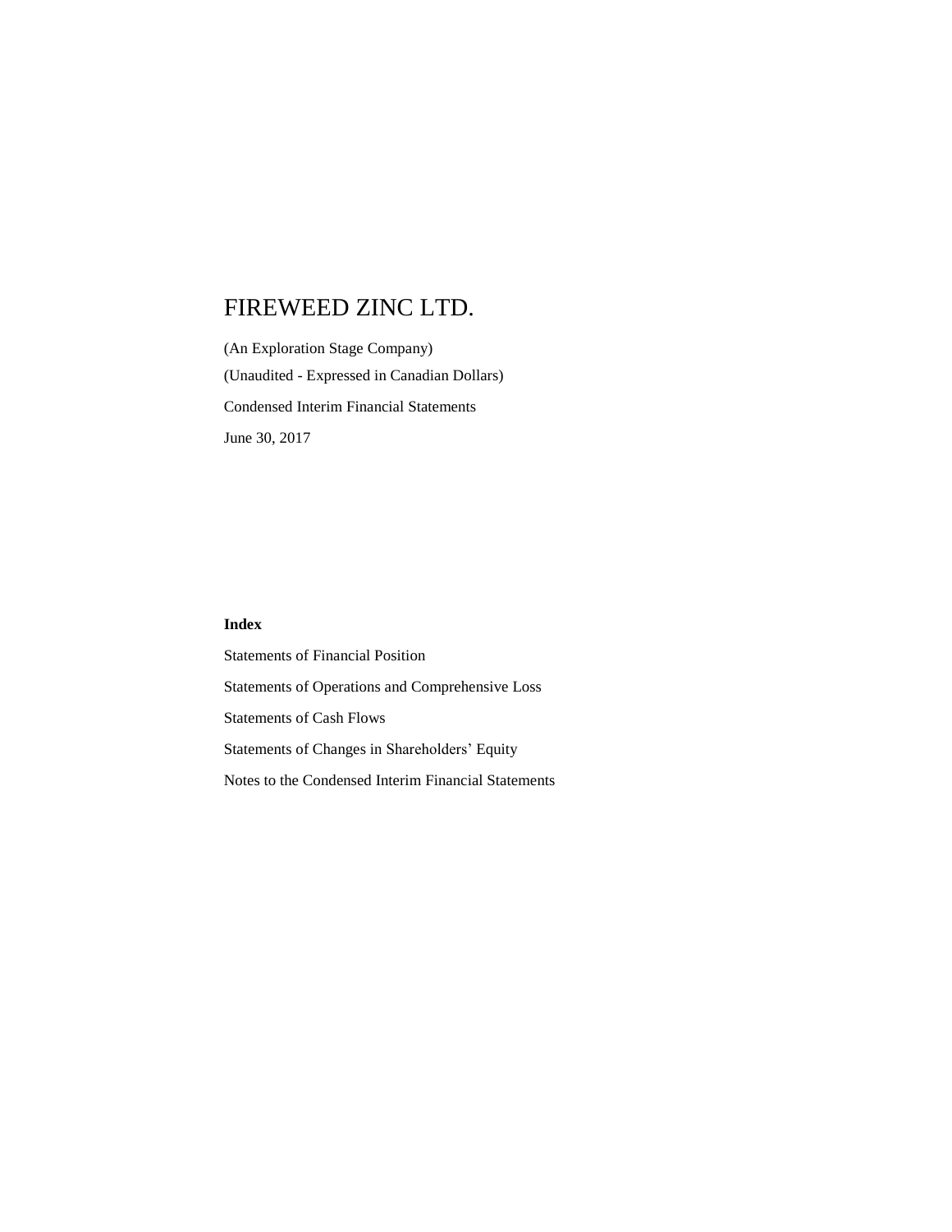# FIREWEED ZINC LTD.

(An Exploration Stage Company)

(Unaudited - Expressed in Canadian Dollars)

Condensed Interim Financial Statements

June 30, 2017

**Index**

Statements of Financial Position

Statements of Operations and Comprehensive Loss

Statements of Cash Flows

Statements of Changes in Shareholders' Equity

Notes to the Condensed Interim Financial Statements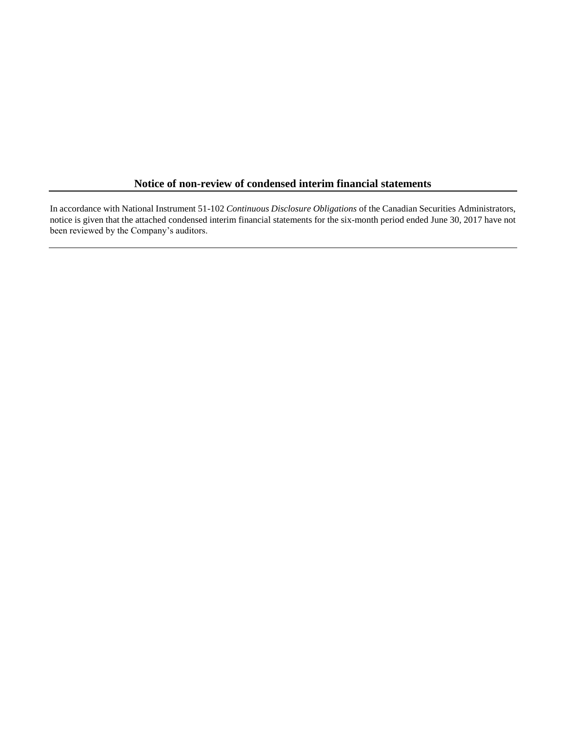## Notice of non-review of condensed interim financial statements

In accordance with National Instrument 51-102 *Continuous Disclosure Obligations* of the Canadian Securities Administrators, notice is given that the attached condensed interim financial statements for the six-month period ended June 30, 2017 have not been reviewed by the Company's auditors.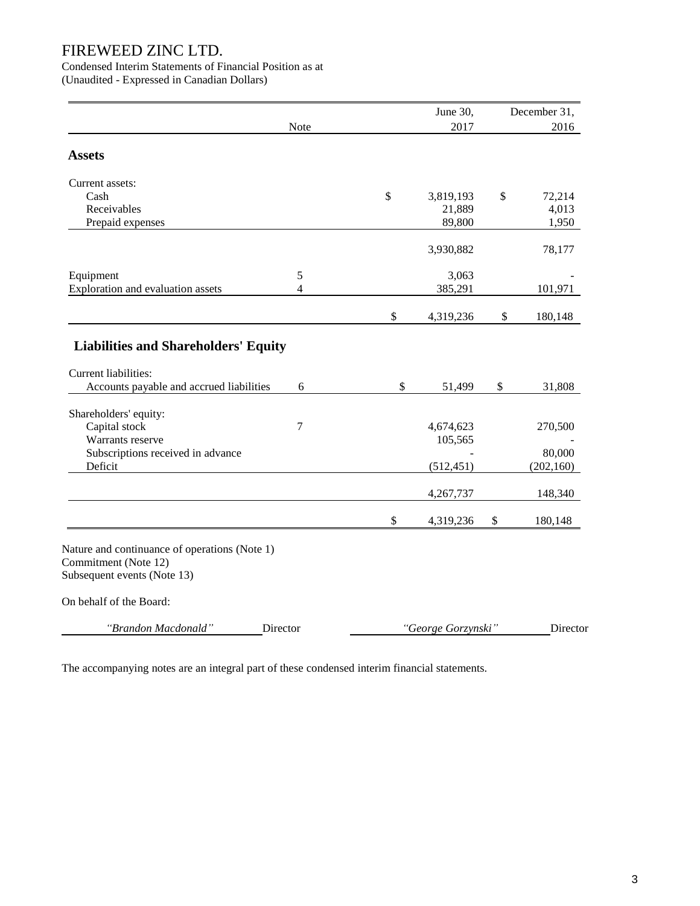# FIREWEED ZINC LTD.

Condensed Interim Statements of Financial Position as at
(Unaudited - Expressed in Canadian Dollars)

| | Note | June 30, 2017 | December 31, 2016 |
|---|---|---|---|
| **Assets** | | | |
| Current assets: | | | |
| Cash | | $ 3,819,193 | $ 72,214 |
| Receivables | | 21,889 | 4,013 |
| Prepaid expenses | | 89,800 | 1,950 |
| | | 3,930,882 | 78,177 |
| Equipment | 5 | 3,063 | - |
| Exploration and evaluation assets | 4 | 385,291 | 101,971 |
| | | $ 4,319,236 | $ 180,148 |
| **Liabilities and Shareholders' Equity** | | | |
| Current liabilities: | | | |
| Accounts payable and accrued liabilities | 6 | $ 51,499 | $ 31,808 |
| Shareholders' equity: | | | |
| Capital stock | 7 | 4,674,623 | 270,500 |
| Warrants reserve | | 105,565 | - |
| Subscriptions received in advance | | - | 80,000 |
| Deficit | | (512,451) | (202,160) |
| | | 4,267,737 | 148,340 |
| | | $ 4,319,236 | $ 180,148 |

Nature and continuance of operations (Note 1)
Commitment (Note 12)
Subsequent events (Note 13)

On behalf of the Board:

*"Brandon Macdonald"* Director *"George Gorzynski"* Director

The accompanying notes are an integral part of these condensed interim financial statements.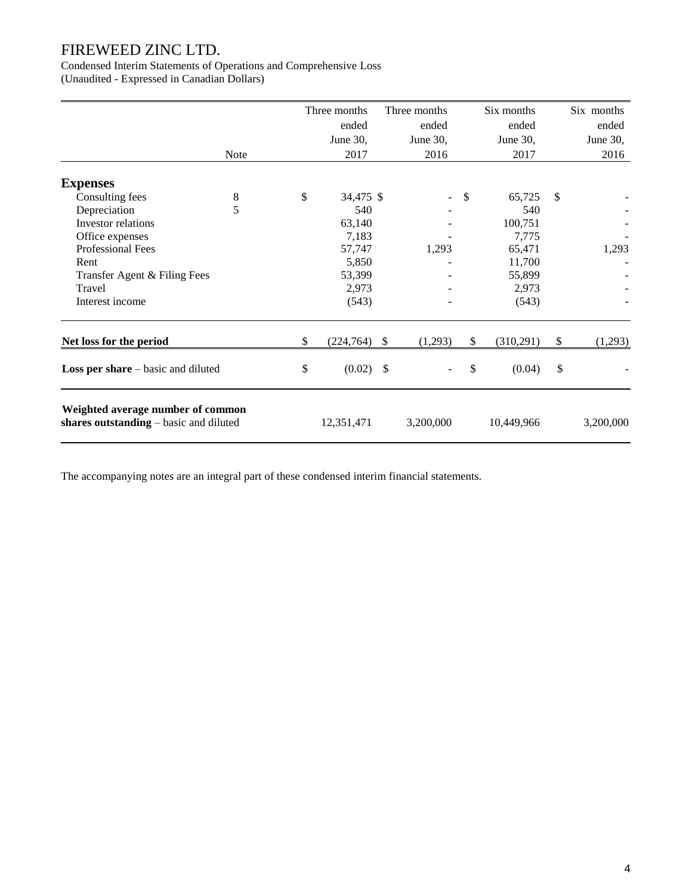# FIREWEED ZINC LTD.

Condensed Interim Statements of Operations and Comprehensive Loss
(Unaudited - Expressed in Canadian Dollars)

| | Note | Three months ended June 30, 2017 | Three months ended June 30, 2016 | Six months ended June 30, 2017 | Six months ended June 30, 2016 |
|---|---|---|---|---|---|
| **Expenses** | | | | | |
| Consulting fees | 8 | $ 34,475 | $ - | $ 65,725 | $ - |
| Depreciation | 5 | 540 | - | 540 | - |
| Investor relations | | 63,140 | - | 100,751 | - |
| Office expenses | | 7,183 | - | 7,775 | - |
| Professional Fees | | 57,747 | 1,293 | 65,471 | 1,293 |
| Rent | | 5,850 | - | 11,700 | - |
| Transfer Agent & Filing Fees | | 53,399 | - | 55,899 | - |
| Travel | | 2,973 | - | 2,973 | - |
| Interest income | | (543) | - | (543) | - |
| **Net loss for the period** | | $ (224,764) | $ (1,293) | $ (310,291) | $ (1,293) |
| **Loss per share** – basic and diluted | | $ (0.02) | $ - | $ (0.04) | $ - |
| **Weighted average number of common shares outstanding** – basic and diluted | | 12,351,471 | 3,200,000 | 10,449,966 | 3,200,000 |

The accompanying notes are an integral part of these condensed interim financial statements.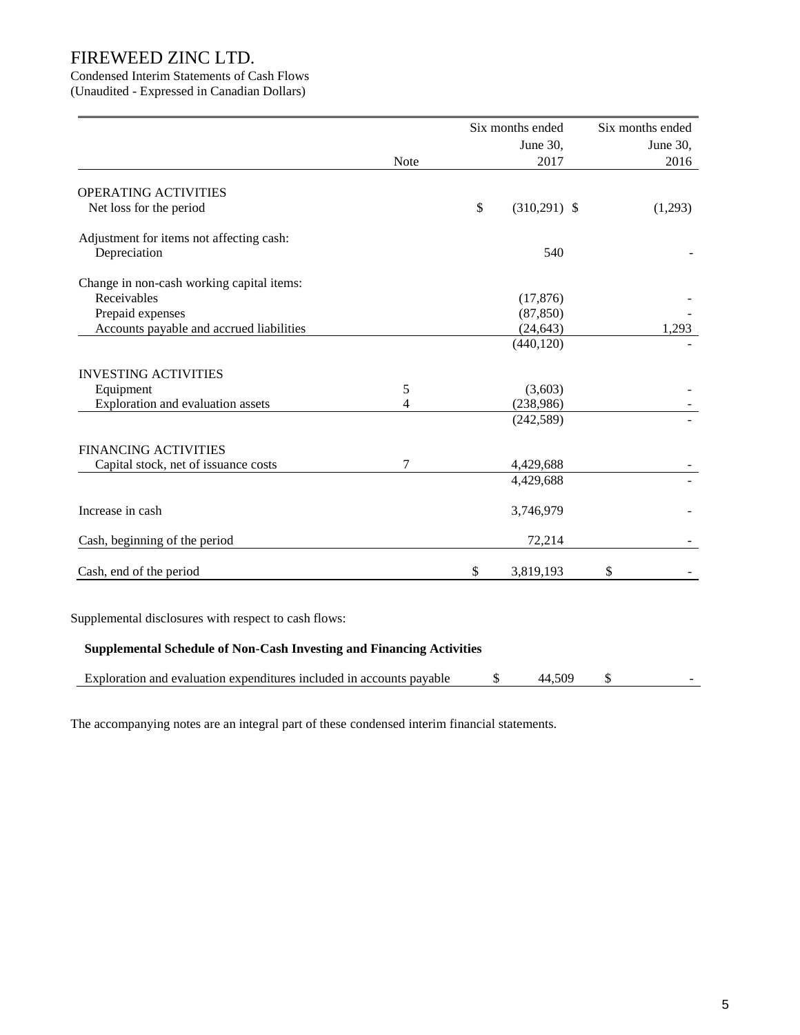# FIREWEED ZINC LTD.

Condensed Interim Statements of Cash Flows
(Unaudited - Expressed in Canadian Dollars)

| | Note | Six months ended June 30, 2017 | Six months ended June 30, 2016 |
|---|---|---|---|
| OPERATING ACTIVITIES | | | |
| Net loss for the period | | $ (310,291) | $ (1,293) |
| | | | |
| Adjustment for items not affecting cash: | | | |
| Depreciation | | 540 | - |
| | | | |
| Change in non-cash working capital items: | | | |
| Receivables | | (17,876) | - |
| Prepaid expenses | | (87,850) | - |
| Accounts payable and accrued liabilities | | (24,643) | 1,293 |
| | | (440,120) | - |
| | | | |
| INVESTING ACTIVITIES | | | |
| Equipment | 5 | (3,603) | - |
| Exploration and evaluation assets | 4 | (238,986) | - |
| | | (242,589) | - |
| | | | |
| FINANCING ACTIVITIES | | | |
| Capital stock, net of issuance costs | 7 | 4,429,688 | - |
| | | 4,429,688 | - |
| | | | |
| Increase in cash | | 3,746,979 | - |
| | | | |
| Cash, beginning of the period | | 72,214 | - |
| | | | |
| Cash, end of the period | | $ 3,819,193 | $ - |

Supplemental disclosures with respect to cash flows:

**Supplemental Schedule of Non-Cash Investing and Financing Activities**

| | 2017 | 2016 |
|---|---|---|
| Exploration and evaluation expenditures included in accounts payable | $ 44,509 | $ - |

The accompanying notes are an integral part of these condensed interim financial statements.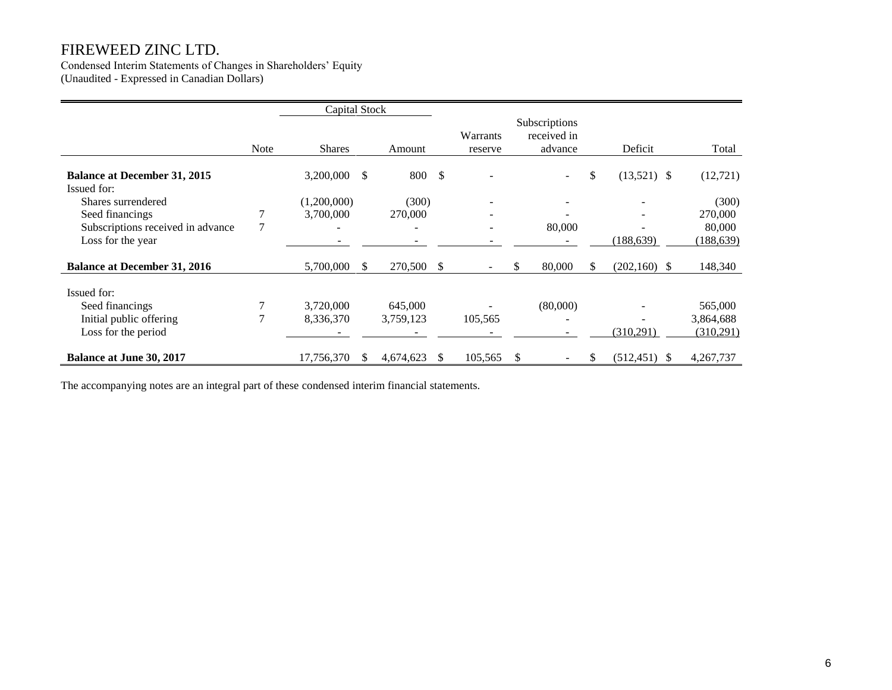# FIREWEED ZINC LTD.

Condensed Interim Statements of Changes in Shareholders' Equity
(Unaudited - Expressed in Canadian Dollars)

| | Note | Capital Stock | | Warrants reserve | Subscriptions received in advance | Deficit | Total |
|---|---|---|---|---|---|---|---|
| | | Shares | Amount | | | | |
| **Balance at December 31, 2015** | | 3,200,000 | $ 800 | $ - | - | $ (13,521) | $ (12,721) |
| Issued for: | | | | | | | |
| Shares surrendered | | (1,200,000) | (300) | - | - | - | (300) |
| Seed financings | 7 | 3,700,000 | 270,000 | - | - | - | 270,000 |
| Subscriptions received in advance | 7 | - | - | - | 80,000 | - | 80,000 |
| Loss for the year | | - | - | - | - | (188,639) | (188,639) |
| **Balance at December 31, 2016** | | 5,700,000 | $ 270,500 | $ - | $ 80,000 | $ (202,160) | $ 148,340 |
| Issued for: | | | | | | | |
| Seed financings | 7 | 3,720,000 | 645,000 | - | (80,000) | - | 565,000 |
| Initial public offering | 7 | 8,336,370 | 3,759,123 | 105,565 | - | - | 3,864,688 |
| Loss for the period | | - | - | - | - | (310,291) | (310,291) |
| **Balance at June 30, 2017** | | 17,756,370 | $ 4,674,623 | $ 105,565 | $ - | $ (512,451) | $ 4,267,737 |

The accompanying notes are an integral part of these condensed interim financial statements.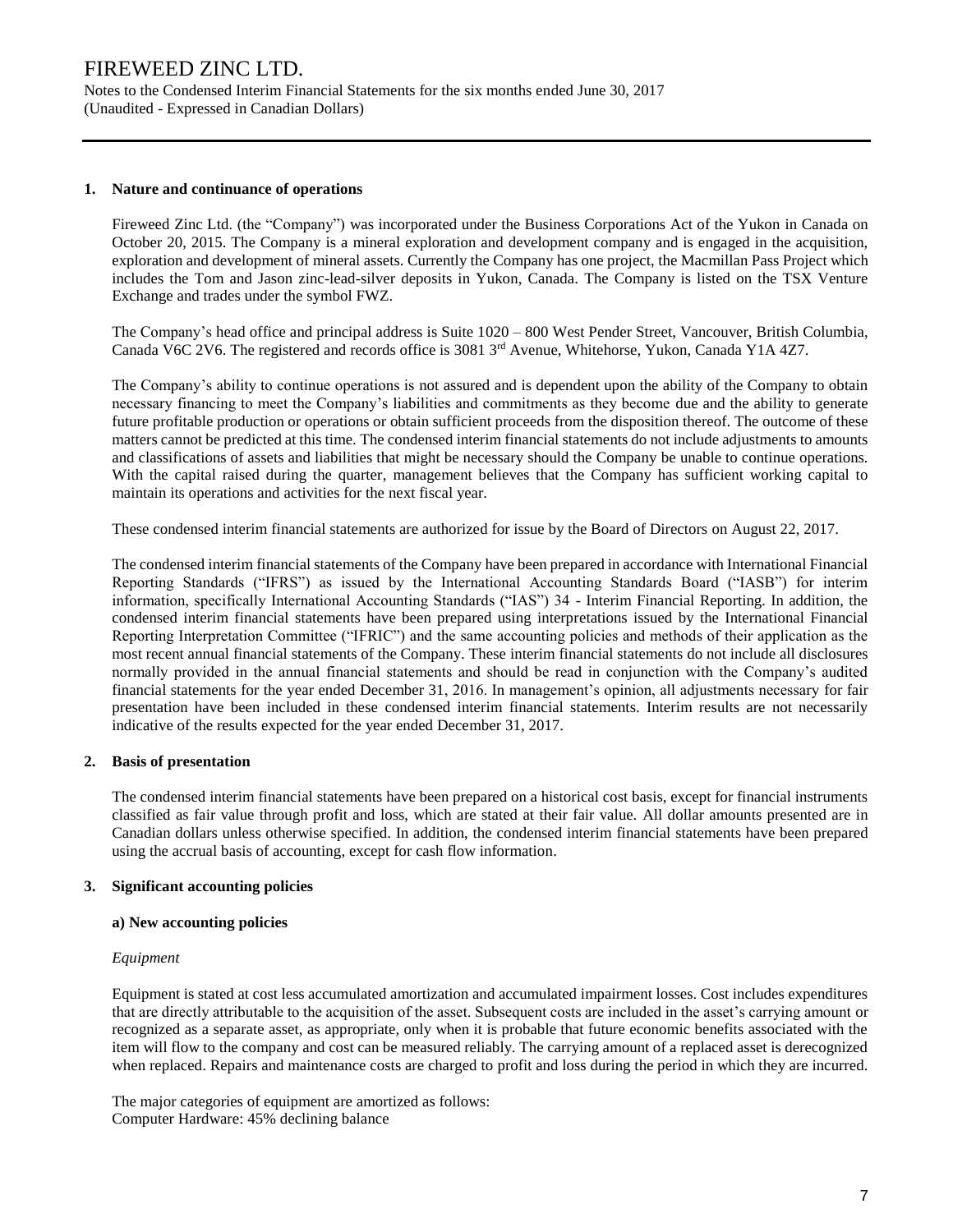## 1. Nature and continuance of operations

Fireweed Zinc Ltd. (the "Company") was incorporated under the Business Corporations Act of the Yukon in Canada on October 20, 2015. The Company is a mineral exploration and development company and is engaged in the acquisition, exploration and development of mineral assets. Currently the Company has one project, the Macmillan Pass Project which includes the Tom and Jason zinc-lead-silver deposits in Yukon, Canada. The Company is listed on the TSX Venture Exchange and trades under the symbol FWZ.

The Company's head office and principal address is Suite 1020 – 800 West Pender Street, Vancouver, British Columbia, Canada V6C 2V6. The registered and records office is 3081 3rd Avenue, Whitehorse, Yukon, Canada Y1A 4Z7.

The Company's ability to continue operations is not assured and is dependent upon the ability of the Company to obtain necessary financing to meet the Company's liabilities and commitments as they become due and the ability to generate future profitable production or operations or obtain sufficient proceeds from the disposition thereof. The outcome of these matters cannot be predicted at this time. The condensed interim financial statements do not include adjustments to amounts and classifications of assets and liabilities that might be necessary should the Company be unable to continue operations. With the capital raised during the quarter, management believes that the Company has sufficient working capital to maintain its operations and activities for the next fiscal year.

These condensed interim financial statements are authorized for issue by the Board of Directors on August 22, 2017.

The condensed interim financial statements of the Company have been prepared in accordance with International Financial Reporting Standards ("IFRS") as issued by the International Accounting Standards Board ("IASB") for interim information, specifically International Accounting Standards ("IAS") 34 - Interim Financial Reporting. In addition, the condensed interim financial statements have been prepared using interpretations issued by the International Financial Reporting Interpretation Committee ("IFRIC") and the same accounting policies and methods of their application as the most recent annual financial statements of the Company. These interim financial statements do not include all disclosures normally provided in the annual financial statements and should be read in conjunction with the Company's audited financial statements for the year ended December 31, 2016. In management's opinion, all adjustments necessary for fair presentation have been included in these condensed interim financial statements. Interim results are not necessarily indicative of the results expected for the year ended December 31, 2017.

## 2. Basis of presentation

The condensed interim financial statements have been prepared on a historical cost basis, except for financial instruments classified as fair value through profit and loss, which are stated at their fair value. All dollar amounts presented are in Canadian dollars unless otherwise specified. In addition, the condensed interim financial statements have been prepared using the accrual basis of accounting, except for cash flow information.

## 3. Significant accounting policies

### a) New accounting policies

*Equipment*

Equipment is stated at cost less accumulated amortization and accumulated impairment losses. Cost includes expenditures that are directly attributable to the acquisition of the asset. Subsequent costs are included in the asset's carrying amount or recognized as a separate asset, as appropriate, only when it is probable that future economic benefits associated with the item will flow to the company and cost can be measured reliably. The carrying amount of a replaced asset is derecognized when replaced. Repairs and maintenance costs are charged to profit and loss during the period in which they are incurred.

The major categories of equipment are amortized as follows:
Computer Hardware: 45% declining balance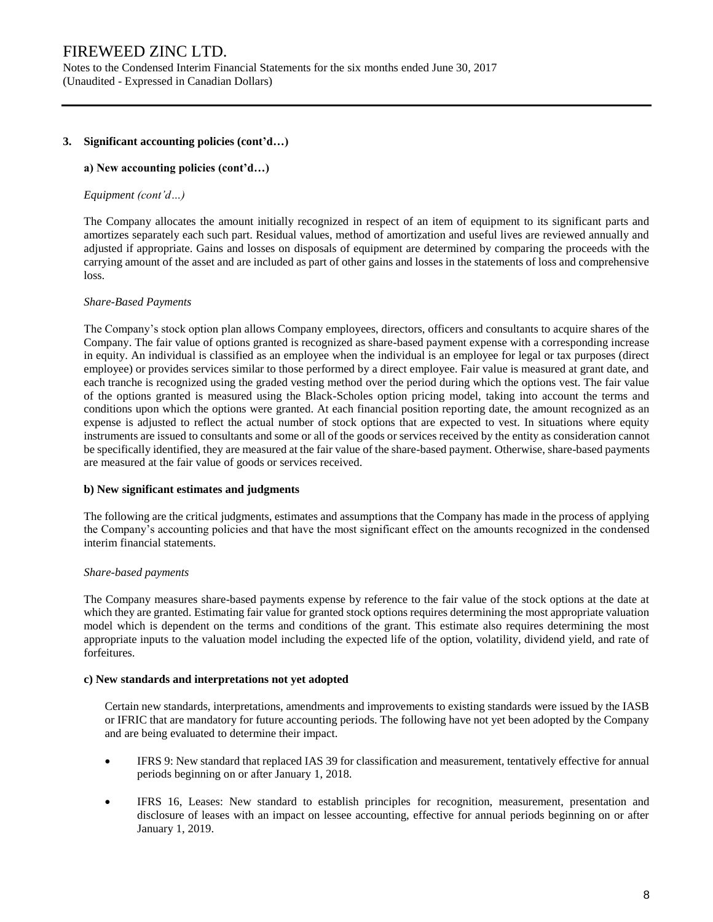### 3. Significant accounting policies (cont'd…)

#### a) New accounting policies (cont'd…)

*Equipment (cont'd…)*

The Company allocates the amount initially recognized in respect of an item of equipment to its significant parts and amortizes separately each such part. Residual values, method of amortization and useful lives are reviewed annually and adjusted if appropriate. Gains and losses on disposals of equipment are determined by comparing the proceeds with the carrying amount of the asset and are included as part of other gains and losses in the statements of loss and comprehensive loss.

*Share-Based Payments*

The Company's stock option plan allows Company employees, directors, officers and consultants to acquire shares of the Company. The fair value of options granted is recognized as share-based payment expense with a corresponding increase in equity. An individual is classified as an employee when the individual is an employee for legal or tax purposes (direct employee) or provides services similar to those performed by a direct employee. Fair value is measured at grant date, and each tranche is recognized using the graded vesting method over the period during which the options vest. The fair value of the options granted is measured using the Black-Scholes option pricing model, taking into account the terms and conditions upon which the options were granted. At each financial position reporting date, the amount recognized as an expense is adjusted to reflect the actual number of stock options that are expected to vest. In situations where equity instruments are issued to consultants and some or all of the goods or services received by the entity as consideration cannot be specifically identified, they are measured at the fair value of the share-based payment. Otherwise, share-based payments are measured at the fair value of goods or services received.

#### b) New significant estimates and judgments

The following are the critical judgments, estimates and assumptions that the Company has made in the process of applying the Company's accounting policies and that have the most significant effect on the amounts recognized in the condensed interim financial statements.

*Share-based payments*

The Company measures share-based payments expense by reference to the fair value of the stock options at the date at which they are granted. Estimating fair value for granted stock options requires determining the most appropriate valuation model which is dependent on the terms and conditions of the grant. This estimate also requires determining the most appropriate inputs to the valuation model including the expected life of the option, volatility, dividend yield, and rate of forfeitures.

#### c) New standards and interpretations not yet adopted

Certain new standards, interpretations, amendments and improvements to existing standards were issued by the IASB or IFRIC that are mandatory for future accounting periods. The following have not yet been adopted by the Company and are being evaluated to determine their impact.

- IFRS 9: New standard that replaced IAS 39 for classification and measurement, tentatively effective for annual periods beginning on or after January 1, 2018.
- IFRS 16, Leases: New standard to establish principles for recognition, measurement, presentation and disclosure of leases with an impact on lessee accounting, effective for annual periods beginning on or after January 1, 2019.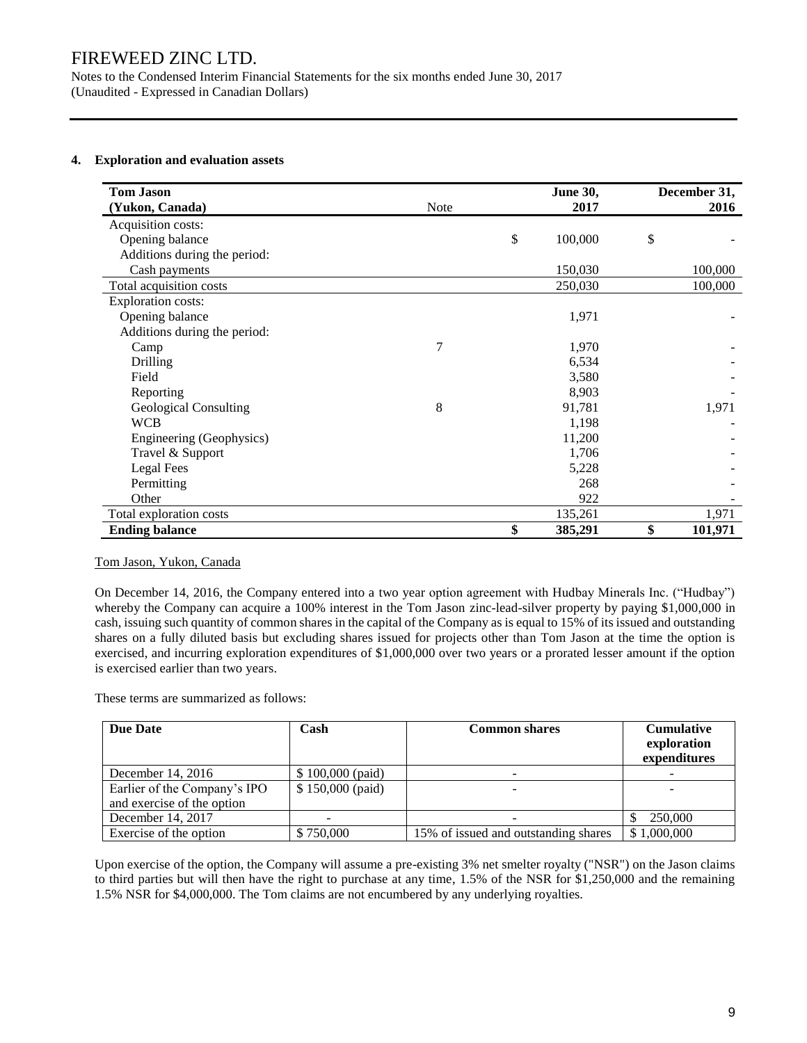## 4. Exploration and evaluation assets

| Tom Jason (Yukon, Canada) | Note | June 30, 2017 | December 31, 2016 |
|---|---|---|---|
| Acquisition costs: | | | |
| Opening balance | | $ 100,000 | $ - |
| Additions during the period: | | | |
| Cash payments | | 150,030 | 100,000 |
| Total acquisition costs | | 250,030 | 100,000 |
| Exploration costs: | | | |
| Opening balance | | 1,971 | - |
| Additions during the period: | | | |
| Camp | 7 | 1,970 | - |
| Drilling | | 6,534 | - |
| Field | | 3,580 | - |
| Reporting | | 8,903 | - |
| Geological Consulting | 8 | 91,781 | 1,971 |
| WCB | | 1,198 | - |
| Engineering (Geophysics) | | 11,200 | - |
| Travel & Support | | 1,706 | - |
| Legal Fees | | 5,228 | - |
| Permitting | | 268 | - |
| Other | | 922 | - |
| Total exploration costs | | 135,261 | 1,971 |
| **Ending balance** | | **$ 385,291** | **$ 101,971** |

Tom Jason, Yukon, Canada

On December 14, 2016, the Company entered into a two year option agreement with Hudbay Minerals Inc. ("Hudbay") whereby the Company can acquire a 100% interest in the Tom Jason zinc-lead-silver property by paying $1,000,000 in cash, issuing such quantity of common shares in the capital of the Company as is equal to 15% of its issued and outstanding shares on a fully diluted basis but excluding shares issued for projects other than Tom Jason at the time the option is exercised, and incurring exploration expenditures of $1,000,000 over two years or a prorated lesser amount if the option is exercised earlier than two years.

These terms are summarized as follows:

| Due Date | Cash | Common shares | Cumulative exploration expenditures |
|---|---|---|---|
| December 14, 2016 | $ 100,000 (paid) | - | - |
| Earlier of the Company's IPO and exercise of the option | $ 150,000 (paid) | - | - |
| December 14, 2017 | - | - | $ 250,000 |
| Exercise of the option | $ 750,000 | 15% of issued and outstanding shares | $ 1,000,000 |

Upon exercise of the option, the Company will assume a pre-existing 3% net smelter royalty ("NSR") on the Jason claims to third parties but will then have the right to purchase at any time, 1.5% of the NSR for $1,250,000 and the remaining 1.5% NSR for $4,000,000. The Tom claims are not encumbered by any underlying royalties.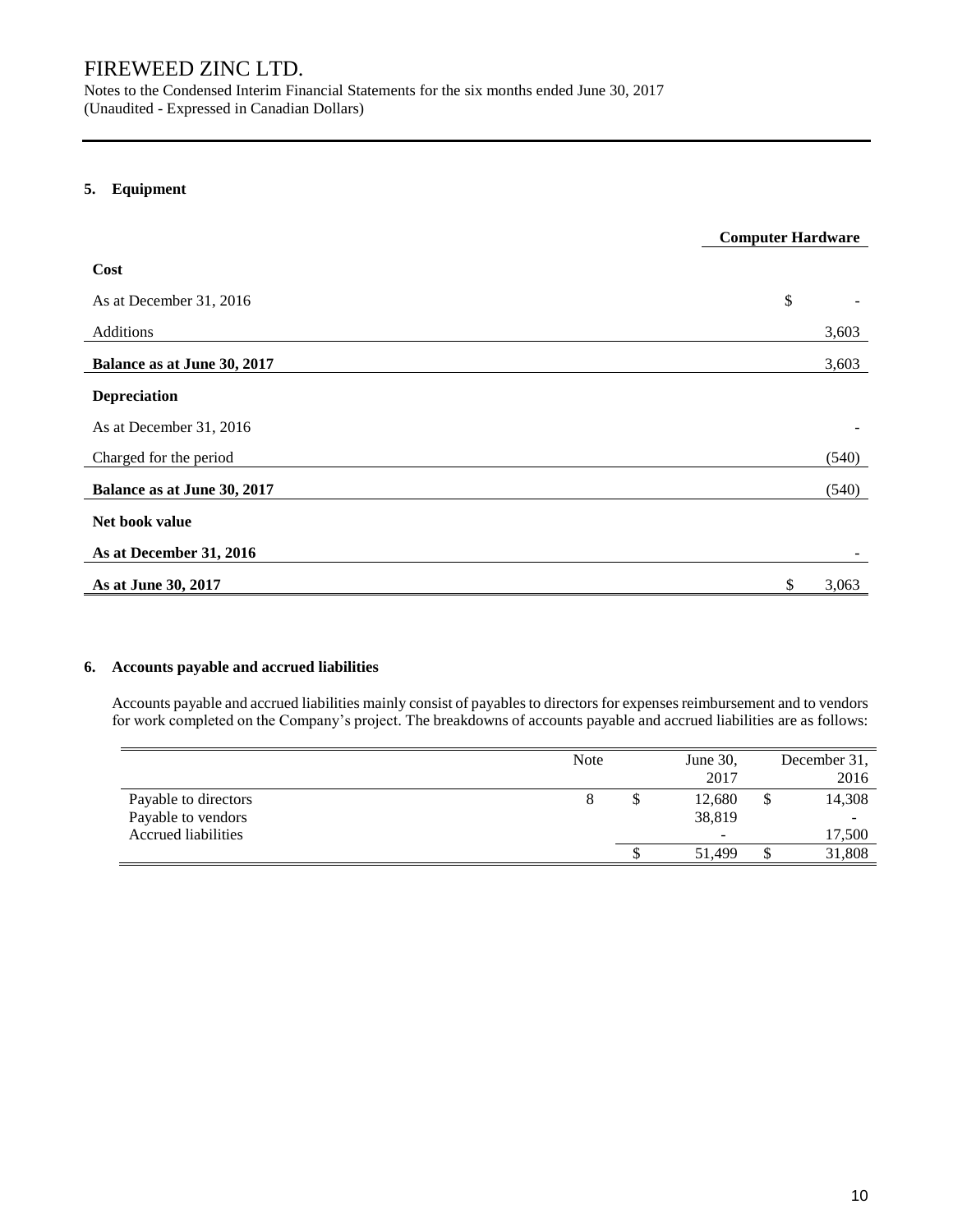# FIREWEED ZINC LTD.

Notes to the Condensed Interim Financial Statements for the six months ended June 30, 2017
(Unaudited - Expressed in Canadian Dollars)

## 5. Equipment

| | Computer Hardware |
|---|---|
| **Cost** | |
| As at December 31, 2016 | $ - |
| Additions | 3,603 |
| **Balance as at June 30, 2017** | 3,603 |
| **Depreciation** | |
| As at December 31, 2016 | - |
| Charged for the period | (540) |
| **Balance as at June 30, 2017** | (540) |
| **Net book value** | |
| **As at December 31, 2016** | - |
| **As at June 30, 2017** | $ 3,063 |

## 6. Accounts payable and accrued liabilities

Accounts payable and accrued liabilities mainly consist of payables to directors for expenses reimbursement and to vendors for work completed on the Company's project. The breakdowns of accounts payable and accrued liabilities are as follows:

| | Note | June 30, 2017 | December 31, 2016 |
|---|---|---|---|
| Payable to directors | 8 | $ 12,680 | $ 14,308 |
| Payable to vendors | | 38,819 | - |
| Accrued liabilities | | - | 17,500 |
| | | $ 51,499 | $ 31,808 |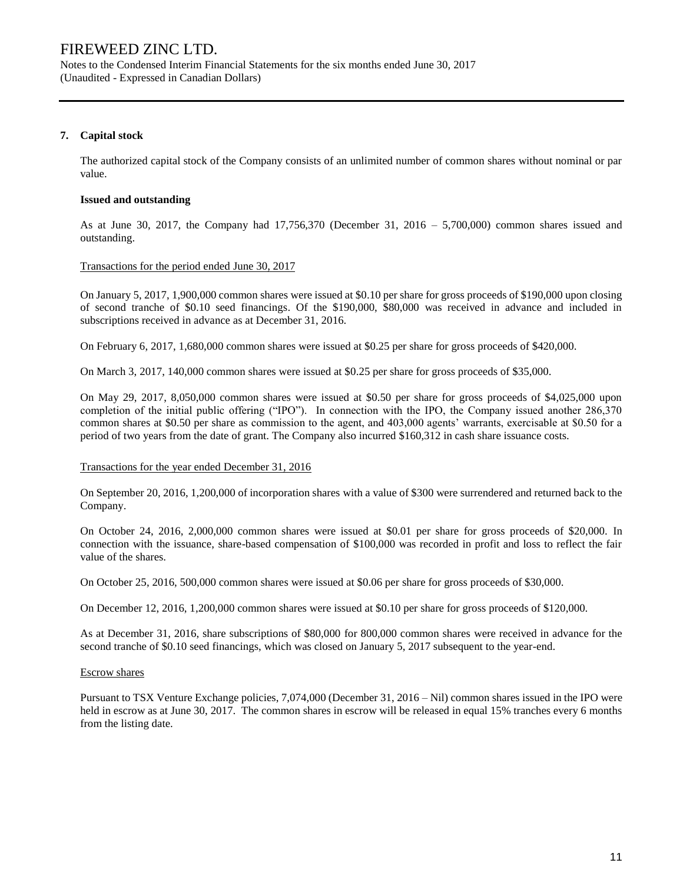## 7. Capital stock

The authorized capital stock of the Company consists of an unlimited number of common shares without nominal or par value.

### Issued and outstanding

As at June 30, 2017, the Company had 17,756,370 (December 31, 2016 – 5,700,000) common shares issued and outstanding.

Transactions for the period ended June 30, 2017

On January 5, 2017, 1,900,000 common shares were issued at $0.10 per share for gross proceeds of $190,000 upon closing of second tranche of $0.10 seed financings. Of the $190,000, $80,000 was received in advance and included in subscriptions received in advance as at December 31, 2016.

On February 6, 2017, 1,680,000 common shares were issued at $0.25 per share for gross proceeds of $420,000.

On March 3, 2017, 140,000 common shares were issued at $0.25 per share for gross proceeds of $35,000.

On May 29, 2017, 8,050,000 common shares were issued at $0.50 per share for gross proceeds of $4,025,000 upon completion of the initial public offering ("IPO"). In connection with the IPO, the Company issued another 286,370 common shares at $0.50 per share as commission to the agent, and 403,000 agents' warrants, exercisable at $0.50 for a period of two years from the date of grant. The Company also incurred $160,312 in cash share issuance costs.

Transactions for the year ended December 31, 2016

On September 20, 2016, 1,200,000 of incorporation shares with a value of $300 were surrendered and returned back to the Company.

On October 24, 2016, 2,000,000 common shares were issued at $0.01 per share for gross proceeds of $20,000. In connection with the issuance, share-based compensation of $100,000 was recorded in profit and loss to reflect the fair value of the shares.

On October 25, 2016, 500,000 common shares were issued at $0.06 per share for gross proceeds of $30,000.

On December 12, 2016, 1,200,000 common shares were issued at $0.10 per share for gross proceeds of $120,000.

As at December 31, 2016, share subscriptions of $80,000 for 800,000 common shares were received in advance for the second tranche of $0.10 seed financings, which was closed on January 5, 2017 subsequent to the year-end.

Escrow shares

Pursuant to TSX Venture Exchange policies, 7,074,000 (December 31, 2016 – Nil) common shares issued in the IPO were held in escrow as at June 30, 2017. The common shares in escrow will be released in equal 15% tranches every 6 months from the listing date.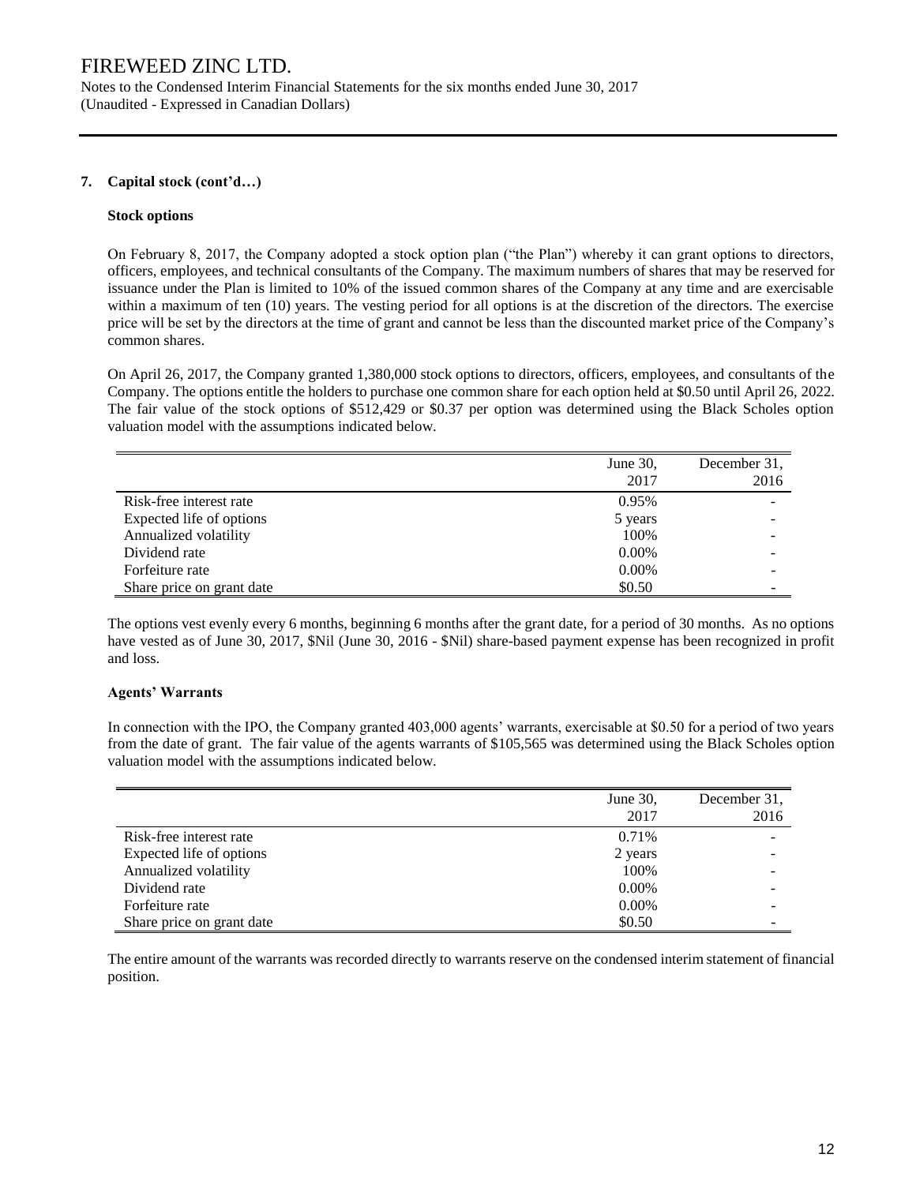## 7. Capital stock (cont'd…)

### Stock options

On February 8, 2017, the Company adopted a stock option plan ("the Plan") whereby it can grant options to directors, officers, employees, and technical consultants of the Company. The maximum numbers of shares that may be reserved for issuance under the Plan is limited to 10% of the issued common shares of the Company at any time and are exercisable within a maximum of ten (10) years. The vesting period for all options is at the discretion of the directors. The exercise price will be set by the directors at the time of grant and cannot be less than the discounted market price of the Company's common shares.

On April 26, 2017, the Company granted 1,380,000 stock options to directors, officers, employees, and consultants of the Company. The options entitle the holders to purchase one common share for each option held at $0.50 until April 26, 2022. The fair value of the stock options of $512,429 or $0.37 per option was determined using the Black Scholes option valuation model with the assumptions indicated below.

| | June 30, 2017 | December 31, 2016 |
|---|---|---|
| Risk-free interest rate | 0.95% | - |
| Expected life of options | 5 years | - |
| Annualized volatility | 100% | - |
| Dividend rate | 0.00% | - |
| Forfeiture rate | 0.00% | - |
| Share price on grant date | $0.50 | - |

The options vest evenly every 6 months, beginning 6 months after the grant date, for a period of 30 months. As no options have vested as of June 30, 2017, $Nil (June 30, 2016 - $Nil) share-based payment expense has been recognized in profit and loss.

### Agents' Warrants

In connection with the IPO, the Company granted 403,000 agents' warrants, exercisable at $0.50 for a period of two years from the date of grant. The fair value of the agents warrants of $105,565 was determined using the Black Scholes option valuation model with the assumptions indicated below.

| | June 30, 2017 | December 31, 2016 |
|---|---|---|
| Risk-free interest rate | 0.71% | - |
| Expected life of options | 2 years | - |
| Annualized volatility | 100% | - |
| Dividend rate | 0.00% | - |
| Forfeiture rate | 0.00% | - |
| Share price on grant date | $0.50 | - |

The entire amount of the warrants was recorded directly to warrants reserve on the condensed interim statement of financial position.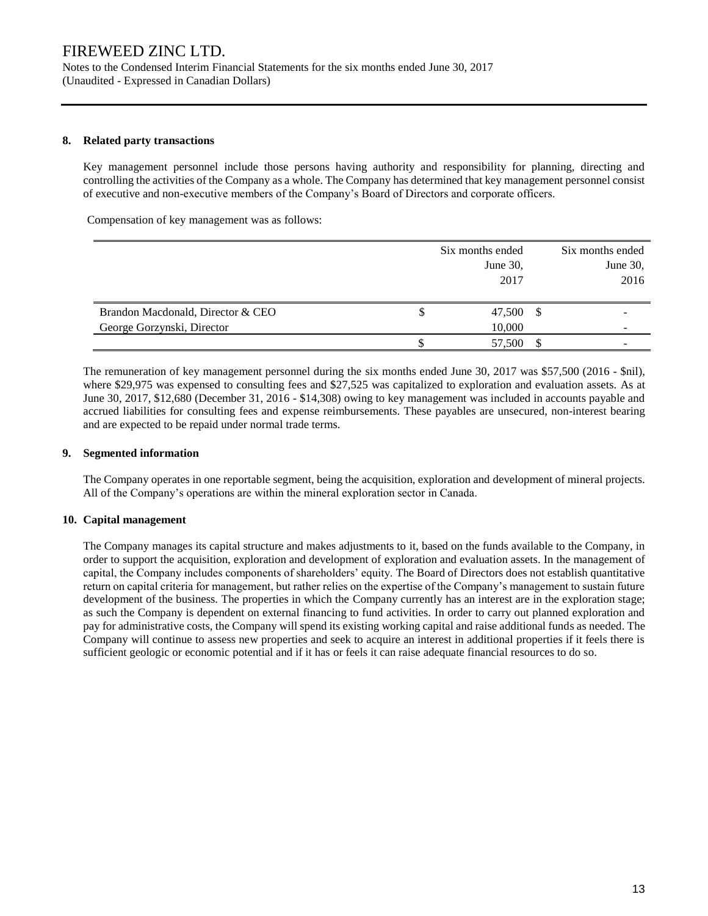## 8. Related party transactions

Key management personnel include those persons having authority and responsibility for planning, directing and controlling the activities of the Company as a whole. The Company has determined that key management personnel consist of executive and non-executive members of the Company's Board of Directors and corporate officers.

Compensation of key management was as follows:

| | Six months ended June 30, 2017 | Six months ended June 30, 2016 |
|---|---|---|
| Brandon Macdonald, Director & CEO | $ 47,500 | $ - |
| George Gorzynski, Director | 10,000 | - |
| | $ 57,500 | $ - |

The remuneration of key management personnel during the six months ended June 30, 2017 was $57,500 (2016 - $nil), where $29,975 was expensed to consulting fees and $27,525 was capitalized to exploration and evaluation assets. As at June 30, 2017, $12,680 (December 31, 2016 - $14,308) owing to key management was included in accounts payable and accrued liabilities for consulting fees and expense reimbursements. These payables are unsecured, non-interest bearing and are expected to be repaid under normal trade terms.

## 9. Segmented information

The Company operates in one reportable segment, being the acquisition, exploration and development of mineral projects. All of the Company's operations are within the mineral exploration sector in Canada.

## 10. Capital management

The Company manages its capital structure and makes adjustments to it, based on the funds available to the Company, in order to support the acquisition, exploration and development of exploration and evaluation assets. In the management of capital, the Company includes components of shareholders' equity. The Board of Directors does not establish quantitative return on capital criteria for management, but rather relies on the expertise of the Company's management to sustain future development of the business. The properties in which the Company currently has an interest are in the exploration stage; as such the Company is dependent on external financing to fund activities. In order to carry out planned exploration and pay for administrative costs, the Company will spend its existing working capital and raise additional funds as needed. The Company will continue to assess new properties and seek to acquire an interest in additional properties if it feels there is sufficient geologic or economic potential and if it has or feels it can raise adequate financial resources to do so.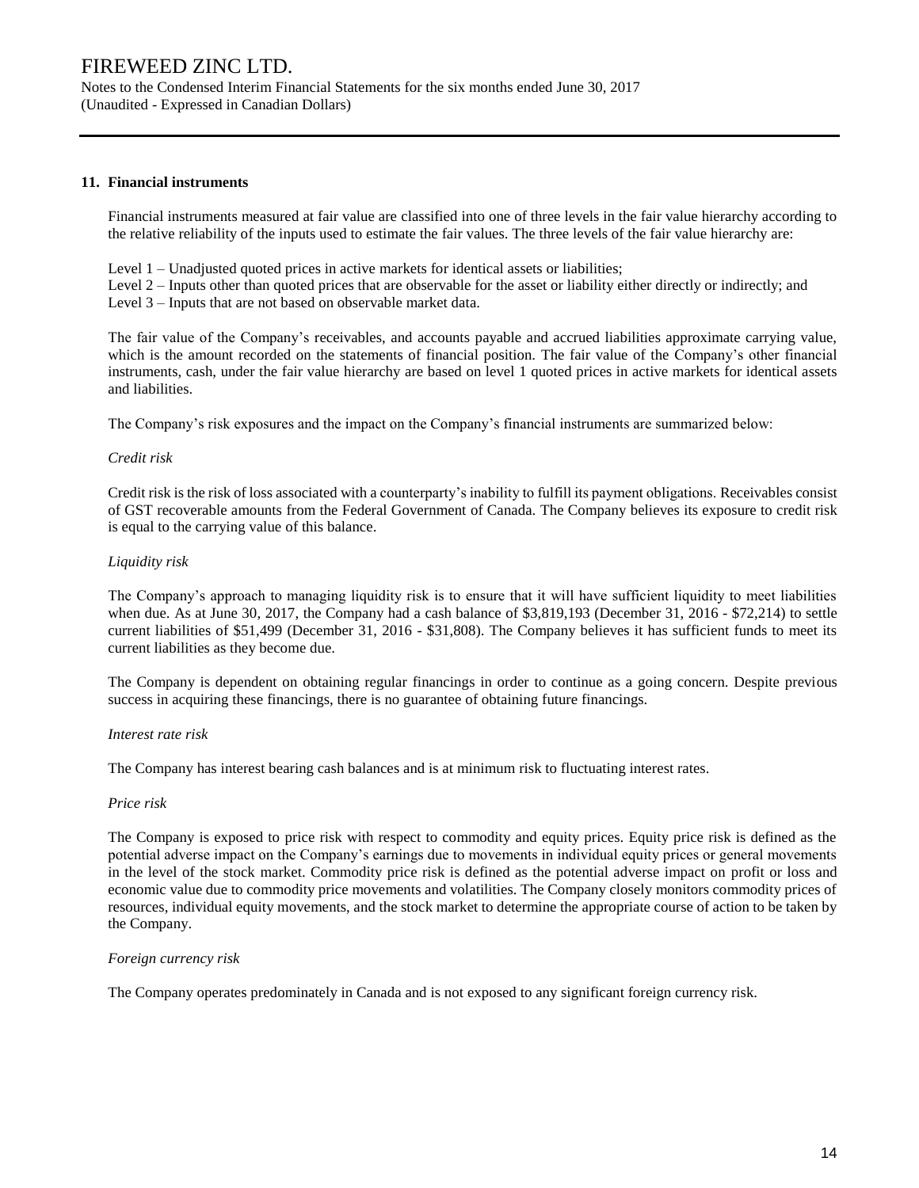## 11. Financial instruments

Financial instruments measured at fair value are classified into one of three levels in the fair value hierarchy according to the relative reliability of the inputs used to estimate the fair values. The three levels of the fair value hierarchy are:

Level 1 – Unadjusted quoted prices in active markets for identical assets or liabilities;
Level 2 – Inputs other than quoted prices that are observable for the asset or liability either directly or indirectly; and
Level 3 – Inputs that are not based on observable market data.

The fair value of the Company's receivables, and accounts payable and accrued liabilities approximate carrying value, which is the amount recorded on the statements of financial position. The fair value of the Company's other financial instruments, cash, under the fair value hierarchy are based on level 1 quoted prices in active markets for identical assets and liabilities.

The Company's risk exposures and the impact on the Company's financial instruments are summarized below:

*Credit risk*

Credit risk is the risk of loss associated with a counterparty's inability to fulfill its payment obligations. Receivables consist of GST recoverable amounts from the Federal Government of Canada. The Company believes its exposure to credit risk is equal to the carrying value of this balance.

*Liquidity risk*

The Company's approach to managing liquidity risk is to ensure that it will have sufficient liquidity to meet liabilities when due. As at June 30, 2017, the Company had a cash balance of $3,819,193 (December 31, 2016 - $72,214) to settle current liabilities of $51,499 (December 31, 2016 - $31,808). The Company believes it has sufficient funds to meet its current liabilities as they become due.

The Company is dependent on obtaining regular financings in order to continue as a going concern. Despite previous success in acquiring these financings, there is no guarantee of obtaining future financings.

*Interest rate risk*

The Company has interest bearing cash balances and is at minimum risk to fluctuating interest rates.

*Price risk*

The Company is exposed to price risk with respect to commodity and equity prices. Equity price risk is defined as the potential adverse impact on the Company's earnings due to movements in individual equity prices or general movements in the level of the stock market. Commodity price risk is defined as the potential adverse impact on profit or loss and economic value due to commodity price movements and volatilities. The Company closely monitors commodity prices of resources, individual equity movements, and the stock market to determine the appropriate course of action to be taken by the Company.

*Foreign currency risk*

The Company operates predominately in Canada and is not exposed to any significant foreign currency risk.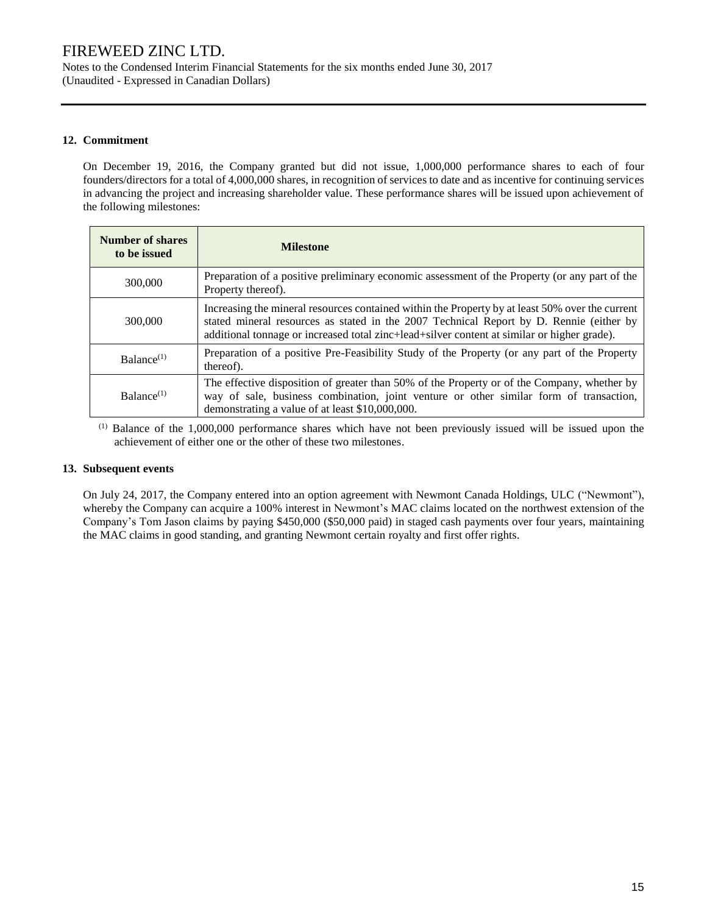## 12. Commitment

On December 19, 2016, the Company granted but did not issue, 1,000,000 performance shares to each of four founders/directors for a total of 4,000,000 shares, in recognition of services to date and as incentive for continuing services in advancing the project and increasing shareholder value. These performance shares will be issued upon achievement of the following milestones:

| Number of shares to be issued | Milestone |
|---|---|
| 300,000 | Preparation of a positive preliminary economic assessment of the Property (or any part of the Property thereof). |
| 300,000 | Increasing the mineral resources contained within the Property by at least 50% over the current stated mineral resources as stated in the 2007 Technical Report by D. Rennie (either by additional tonnage or increased total zinc+lead+silver content at similar or higher grade). |
| Balance[(1)] | Preparation of a positive Pre-Feasibility Study of the Property (or any part of the Property thereof). |
| Balance[(1)] | The effective disposition of greater than 50% of the Property or of the Company, whether by way of sale, business combination, joint venture or other similar form of transaction, demonstrating a value of at least $10,000,000. |

[(1)] Balance of the 1,000,000 performance shares which have not been previously issued will be issued upon the achievement of either one or the other of these two milestones.

## 13. Subsequent events

On July 24, 2017, the Company entered into an option agreement with Newmont Canada Holdings, ULC ("Newmont"), whereby the Company can acquire a 100% interest in Newmont's MAC claims located on the northwest extension of the Company's Tom Jason claims by paying $450,000 ($50,000 paid) in staged cash payments over four years, maintaining the MAC claims in good standing, and granting Newmont certain royalty and first offer rights.